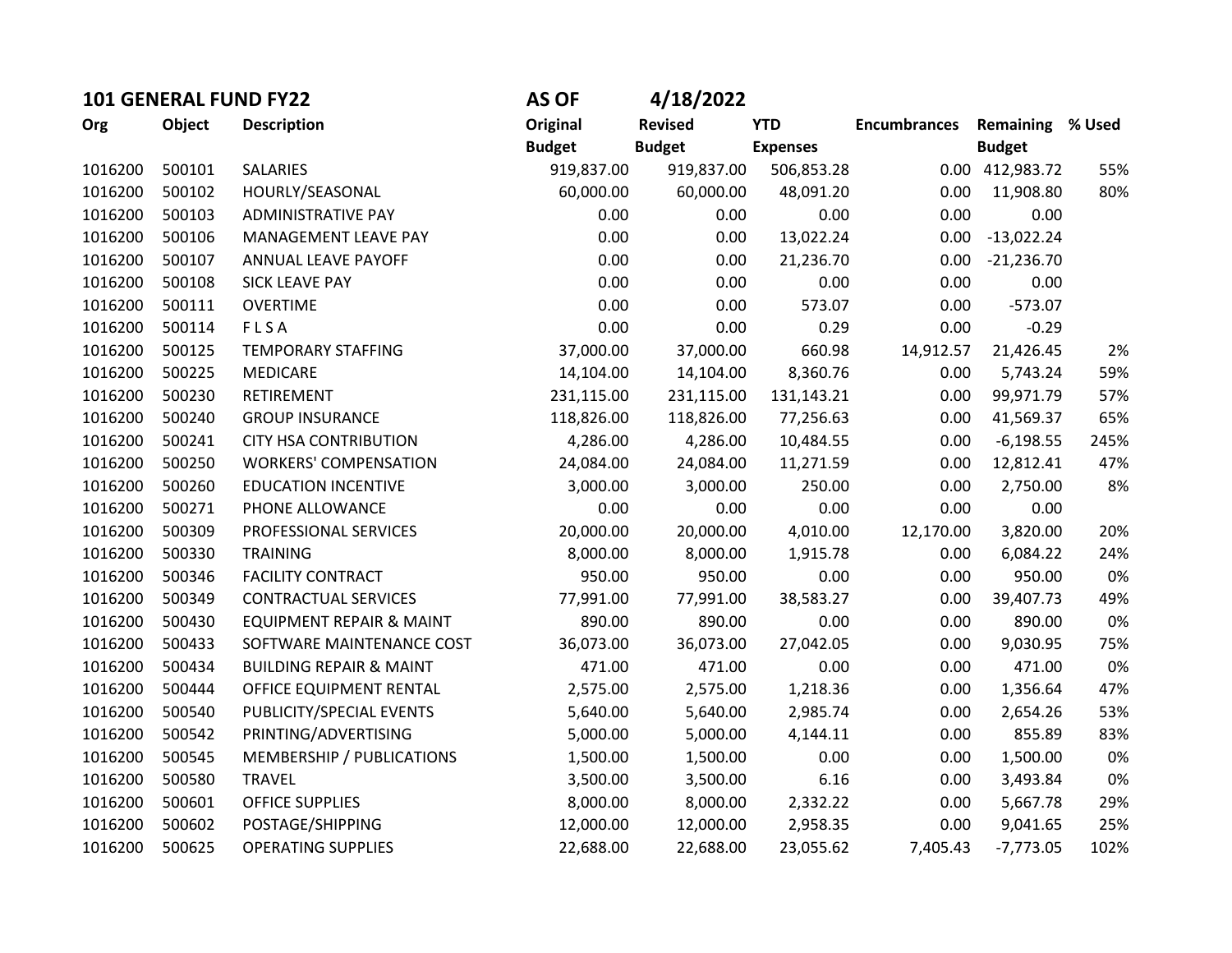## 101 GENERAL FUND FY22 AS OF 4/18/2022

| Org | Object | Description | Original Budget | Revised Budget | YTD Expenses | Encumbrances | Remaining Budget | % Used |
|---|---|---|---|---|---|---|---|---|
| 1016200 | 500101 | SALARIES | 919,837.00 | 919,837.00 | 506,853.28 | 0.00 | 412,983.72 | 55% |
| 1016200 | 500102 | HOURLY/SEASONAL | 60,000.00 | 60,000.00 | 48,091.20 | 0.00 | 11,908.80 | 80% |
| 1016200 | 500103 | ADMINISTRATIVE PAY | 0.00 | 0.00 | 0.00 | 0.00 | 0.00 | |
| 1016200 | 500106 | MANAGEMENT LEAVE PAY | 0.00 | 0.00 | 13,022.24 | 0.00 | -13,022.24 | |
| 1016200 | 500107 | ANNUAL LEAVE PAYOFF | 0.00 | 0.00 | 21,236.70 | 0.00 | -21,236.70 | |
| 1016200 | 500108 | SICK LEAVE PAY | 0.00 | 0.00 | 0.00 | 0.00 | 0.00 | |
| 1016200 | 500111 | OVERTIME | 0.00 | 0.00 | 573.07 | 0.00 | -573.07 | |
| 1016200 | 500114 | F L S A | 0.00 | 0.00 | 0.29 | 0.00 | -0.29 | |
| 1016200 | 500125 | TEMPORARY STAFFING | 37,000.00 | 37,000.00 | 660.98 | 14,912.57 | 21,426.45 | 2% |
| 1016200 | 500225 | MEDICARE | 14,104.00 | 14,104.00 | 8,360.76 | 0.00 | 5,743.24 | 59% |
| 1016200 | 500230 | RETIREMENT | 231,115.00 | 231,115.00 | 131,143.21 | 0.00 | 99,971.79 | 57% |
| 1016200 | 500240 | GROUP INSURANCE | 118,826.00 | 118,826.00 | 77,256.63 | 0.00 | 41,569.37 | 65% |
| 1016200 | 500241 | CITY HSA CONTRIBUTION | 4,286.00 | 4,286.00 | 10,484.55 | 0.00 | -6,198.55 | 245% |
| 1016200 | 500250 | WORKERS' COMPENSATION | 24,084.00 | 24,084.00 | 11,271.59 | 0.00 | 12,812.41 | 47% |
| 1016200 | 500260 | EDUCATION INCENTIVE | 3,000.00 | 3,000.00 | 250.00 | 0.00 | 2,750.00 | 8% |
| 1016200 | 500271 | PHONE ALLOWANCE | 0.00 | 0.00 | 0.00 | 0.00 | 0.00 | |
| 1016200 | 500309 | PROFESSIONAL SERVICES | 20,000.00 | 20,000.00 | 4,010.00 | 12,170.00 | 3,820.00 | 20% |
| 1016200 | 500330 | TRAINING | 8,000.00 | 8,000.00 | 1,915.78 | 0.00 | 6,084.22 | 24% |
| 1016200 | 500346 | FACILITY CONTRACT | 950.00 | 950.00 | 0.00 | 0.00 | 950.00 | 0% |
| 1016200 | 500349 | CONTRACTUAL SERVICES | 77,991.00 | 77,991.00 | 38,583.27 | 0.00 | 39,407.73 | 49% |
| 1016200 | 500430 | EQUIPMENT REPAIR & MAINT | 890.00 | 890.00 | 0.00 | 0.00 | 890.00 | 0% |
| 1016200 | 500433 | SOFTWARE MAINTENANCE COST | 36,073.00 | 36,073.00 | 27,042.05 | 0.00 | 9,030.95 | 75% |
| 1016200 | 500434 | BUILDING REPAIR & MAINT | 471.00 | 471.00 | 0.00 | 0.00 | 471.00 | 0% |
| 1016200 | 500444 | OFFICE EQUIPMENT RENTAL | 2,575.00 | 2,575.00 | 1,218.36 | 0.00 | 1,356.64 | 47% |
| 1016200 | 500540 | PUBLICITY/SPECIAL EVENTS | 5,640.00 | 5,640.00 | 2,985.74 | 0.00 | 2,654.26 | 53% |
| 1016200 | 500542 | PRINTING/ADVERTISING | 5,000.00 | 5,000.00 | 4,144.11 | 0.00 | 855.89 | 83% |
| 1016200 | 500545 | MEMBERSHIP / PUBLICATIONS | 1,500.00 | 1,500.00 | 0.00 | 0.00 | 1,500.00 | 0% |
| 1016200 | 500580 | TRAVEL | 3,500.00 | 3,500.00 | 6.16 | 0.00 | 3,493.84 | 0% |
| 1016200 | 500601 | OFFICE SUPPLIES | 8,000.00 | 8,000.00 | 2,332.22 | 0.00 | 5,667.78 | 29% |
| 1016200 | 500602 | POSTAGE/SHIPPING | 12,000.00 | 12,000.00 | 2,958.35 | 0.00 | 9,041.65 | 25% |
| 1016200 | 500625 | OPERATING SUPPLIES | 22,688.00 | 22,688.00 | 23,055.62 | 7,405.43 | -7,773.05 | 102% |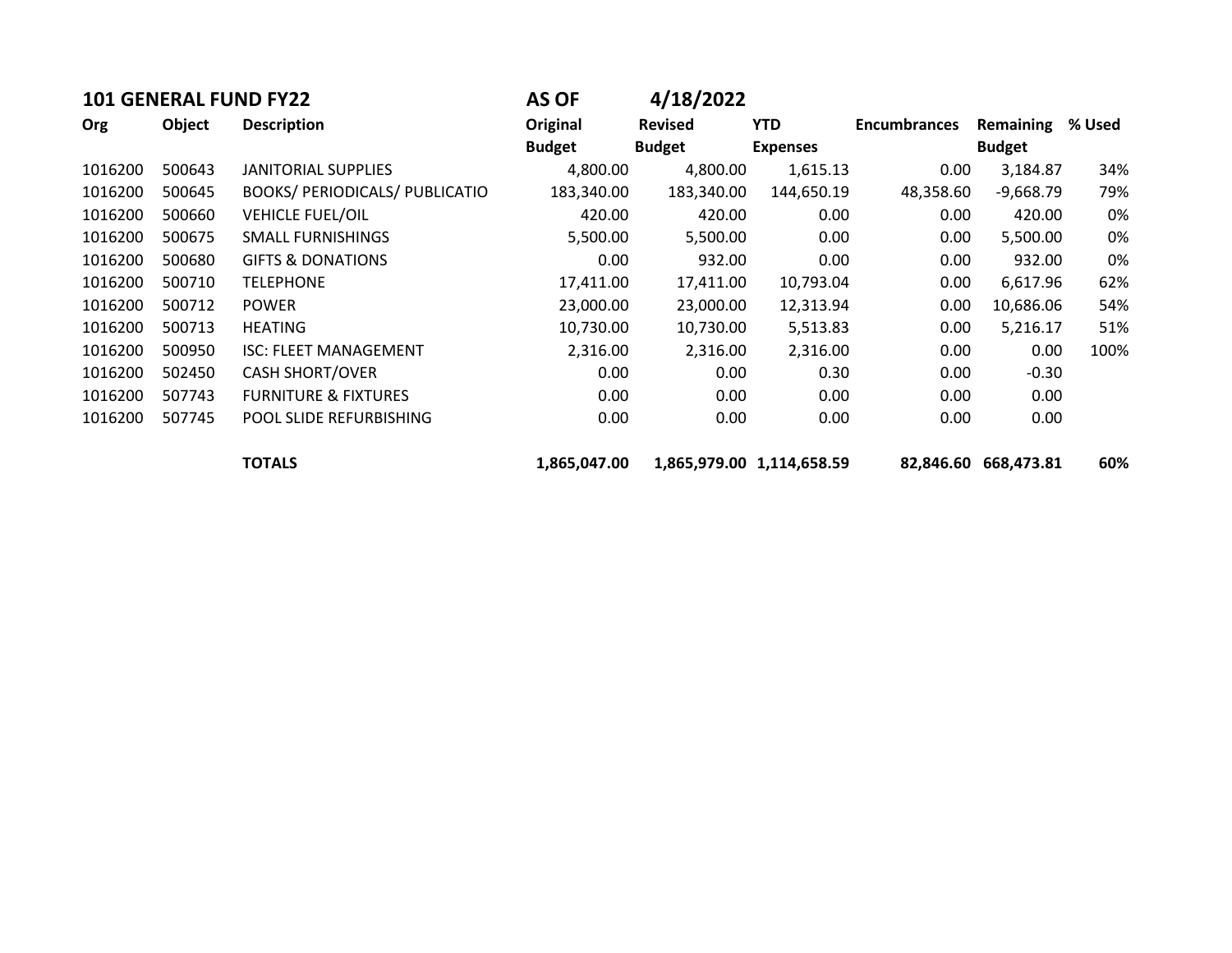| 101 GENERAL FUND FY22 | | | AS OF | 4/18/2022 | | | | |
|---|---|---|---|---|---|---|---|---|
| Org | Object | Description | Original Budget | Revised Budget | YTD Expenses | Encumbrances | Remaining Budget | % Used |
| 1016200 | 500643 | JANITORIAL SUPPLIES | 4,800.00 | 4,800.00 | 1,615.13 | 0.00 | 3,184.87 | 34% |
| 1016200 | 500645 | BOOKS/ PERIODICALS/ PUBLICATIO | 183,340.00 | 183,340.00 | 144,650.19 | 48,358.60 | -9,668.79 | 79% |
| 1016200 | 500660 | VEHICLE FUEL/OIL | 420.00 | 420.00 | 0.00 | 0.00 | 420.00 | 0% |
| 1016200 | 500675 | SMALL FURNISHINGS | 5,500.00 | 5,500.00 | 0.00 | 0.00 | 5,500.00 | 0% |
| 1016200 | 500680 | GIFTS & DONATIONS | 0.00 | 932.00 | 0.00 | 0.00 | 932.00 | 0% |
| 1016200 | 500710 | TELEPHONE | 17,411.00 | 17,411.00 | 10,793.04 | 0.00 | 6,617.96 | 62% |
| 1016200 | 500712 | POWER | 23,000.00 | 23,000.00 | 12,313.94 | 0.00 | 10,686.06 | 54% |
| 1016200 | 500713 | HEATING | 10,730.00 | 10,730.00 | 5,513.83 | 0.00 | 5,216.17 | 51% |
| 1016200 | 500950 | ISC: FLEET MANAGEMENT | 2,316.00 | 2,316.00 | 2,316.00 | 0.00 | 0.00 | 100% |
| 1016200 | 502450 | CASH SHORT/OVER | 0.00 | 0.00 | 0.30 | 0.00 | -0.30 | |
| 1016200 | 507743 | FURNITURE & FIXTURES | 0.00 | 0.00 | 0.00 | 0.00 | 0.00 | |
| 1016200 | 507745 | POOL SLIDE REFURBISHING | 0.00 | 0.00 | 0.00 | 0.00 | 0.00 | |
| | | **TOTALS** | **1,865,047.00** | **1,865,979.00** | **1,114,658.59** | **82,846.60** | **668,473.81** | **60%** |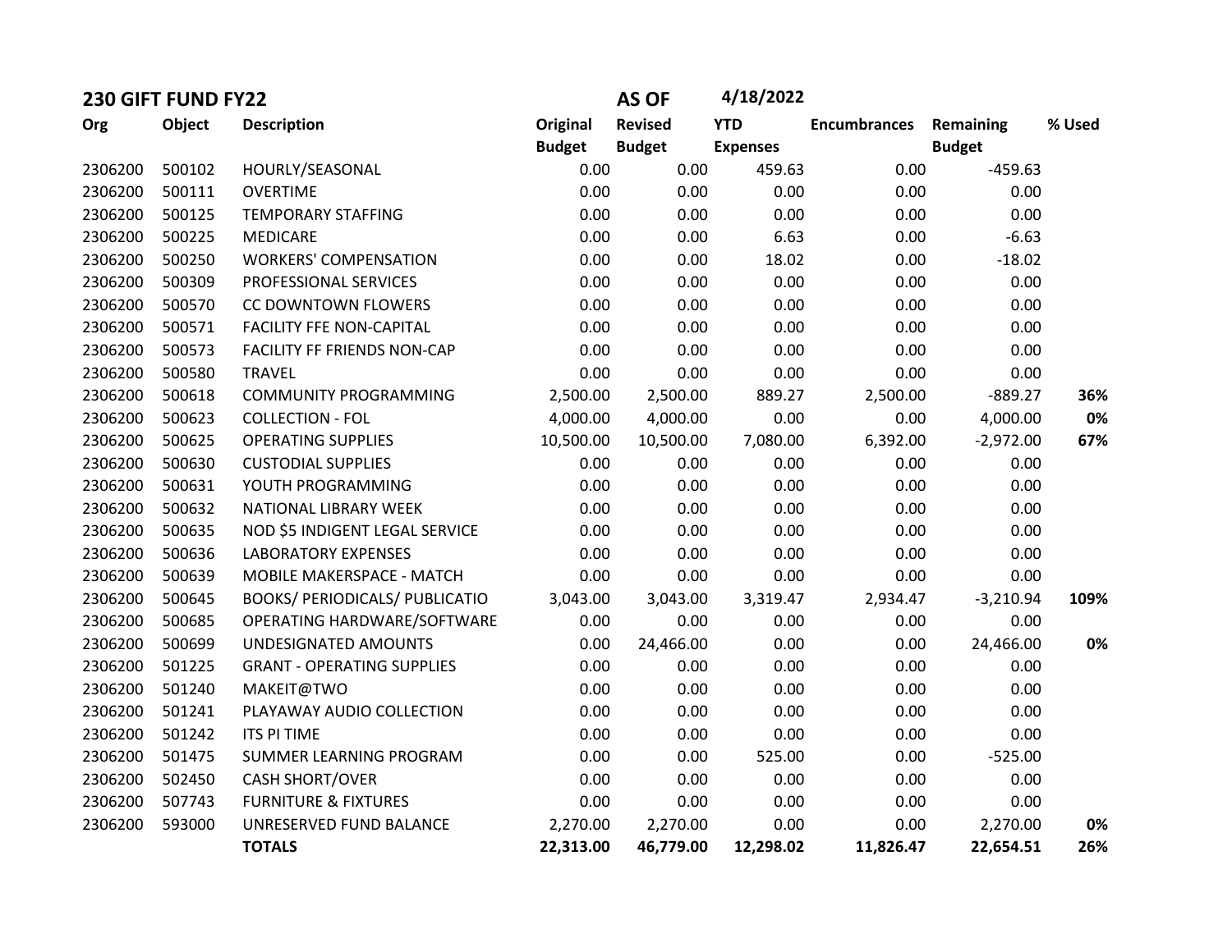## 230 GIFT FUND FY22 — AS OF 4/18/2022

| Org | Object | Description | Original Budget | Revised Budget | YTD Expenses | Encumbrances | Remaining Budget | % Used |
|---|---|---|---|---|---|---|---|---|
| 2306200 | 500102 | HOURLY/SEASONAL | 0.00 | 0.00 | 459.63 | 0.00 | -459.63 | |
| 2306200 | 500111 | OVERTIME | 0.00 | 0.00 | 0.00 | 0.00 | 0.00 | |
| 2306200 | 500125 | TEMPORARY STAFFING | 0.00 | 0.00 | 0.00 | 0.00 | 0.00 | |
| 2306200 | 500225 | MEDICARE | 0.00 | 0.00 | 6.63 | 0.00 | -6.63 | |
| 2306200 | 500250 | WORKERS' COMPENSATION | 0.00 | 0.00 | 18.02 | 0.00 | -18.02 | |
| 2306200 | 500309 | PROFESSIONAL SERVICES | 0.00 | 0.00 | 0.00 | 0.00 | 0.00 | |
| 2306200 | 500570 | CC DOWNTOWN FLOWERS | 0.00 | 0.00 | 0.00 | 0.00 | 0.00 | |
| 2306200 | 500571 | FACILITY FFE NON-CAPITAL | 0.00 | 0.00 | 0.00 | 0.00 | 0.00 | |
| 2306200 | 500573 | FACILITY FF FRIENDS NON-CAP | 0.00 | 0.00 | 0.00 | 0.00 | 0.00 | |
| 2306200 | 500580 | TRAVEL | 0.00 | 0.00 | 0.00 | 0.00 | 0.00 | |
| 2306200 | 500618 | COMMUNITY PROGRAMMING | 2,500.00 | 2,500.00 | 889.27 | 2,500.00 | -889.27 | **36%** |
| 2306200 | 500623 | COLLECTION - FOL | 4,000.00 | 4,000.00 | 0.00 | 0.00 | 4,000.00 | **0%** |
| 2306200 | 500625 | OPERATING SUPPLIES | 10,500.00 | 10,500.00 | 7,080.00 | 6,392.00 | -2,972.00 | **67%** |
| 2306200 | 500630 | CUSTODIAL SUPPLIES | 0.00 | 0.00 | 0.00 | 0.00 | 0.00 | |
| 2306200 | 500631 | YOUTH PROGRAMMING | 0.00 | 0.00 | 0.00 | 0.00 | 0.00 | |
| 2306200 | 500632 | NATIONAL LIBRARY WEEK | 0.00 | 0.00 | 0.00 | 0.00 | 0.00 | |
| 2306200 | 500635 | NOD $5 INDIGENT LEGAL SERVICE | 0.00 | 0.00 | 0.00 | 0.00 | 0.00 | |
| 2306200 | 500636 | LABORATORY EXPENSES | 0.00 | 0.00 | 0.00 | 0.00 | 0.00 | |
| 2306200 | 500639 | MOBILE MAKERSPACE - MATCH | 0.00 | 0.00 | 0.00 | 0.00 | 0.00 | |
| 2306200 | 500645 | BOOKS/ PERIODICALS/ PUBLICATIO | 3,043.00 | 3,043.00 | 3,319.47 | 2,934.47 | -3,210.94 | **109%** |
| 2306200 | 500685 | OPERATING HARDWARE/SOFTWARE | 0.00 | 0.00 | 0.00 | 0.00 | 0.00 | |
| 2306200 | 500699 | UNDESIGNATED AMOUNTS | 0.00 | 24,466.00 | 0.00 | 0.00 | 24,466.00 | **0%** |
| 2306200 | 501225 | GRANT - OPERATING SUPPLIES | 0.00 | 0.00 | 0.00 | 0.00 | 0.00 | |
| 2306200 | 501240 | MAKEIT@TWO | 0.00 | 0.00 | 0.00 | 0.00 | 0.00 | |
| 2306200 | 501241 | PLAYAWAY AUDIO COLLECTION | 0.00 | 0.00 | 0.00 | 0.00 | 0.00 | |
| 2306200 | 501242 | ITS PI TIME | 0.00 | 0.00 | 0.00 | 0.00 | 0.00 | |
| 2306200 | 501475 | SUMMER LEARNING PROGRAM | 0.00 | 0.00 | 525.00 | 0.00 | -525.00 | |
| 2306200 | 502450 | CASH SHORT/OVER | 0.00 | 0.00 | 0.00 | 0.00 | 0.00 | |
| 2306200 | 507743 | FURNITURE & FIXTURES | 0.00 | 0.00 | 0.00 | 0.00 | 0.00 | |
| 2306200 | 593000 | UNRESERVED FUND BALANCE | 2,270.00 | 2,270.00 | 0.00 | 0.00 | 2,270.00 | **0%** |
| | | **TOTALS** | **22,313.00** | **46,779.00** | **12,298.02** | **11,826.47** | **22,654.51** | **26%** |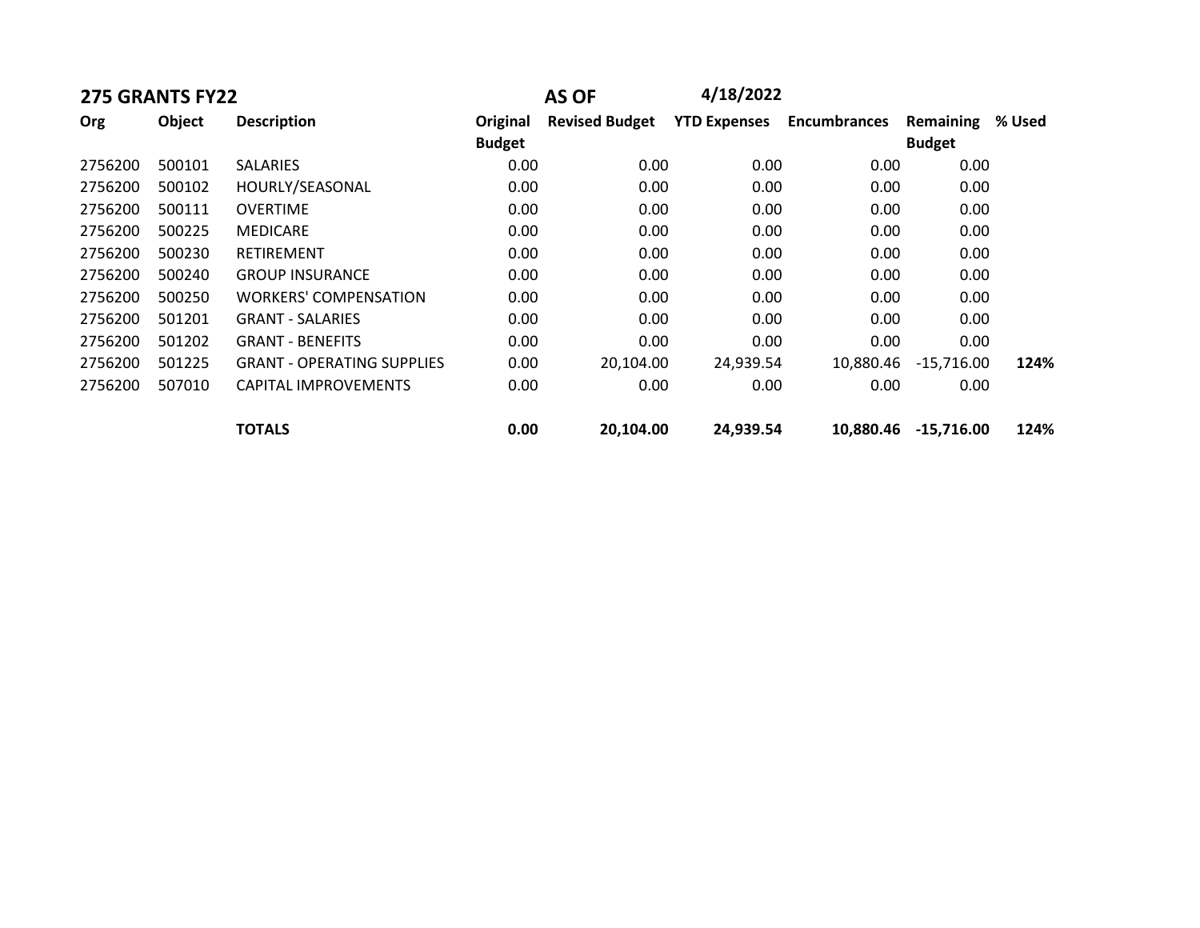**275 GRANTS FY22** **AS OF** **4/18/2022**

| Org | Object | Description | Original Budget | Revised Budget | YTD Expenses | Encumbrances | Remaining Budget | % Used |
|---|---|---|---|---|---|---|---|---|
| 2756200 | 500101 | SALARIES | 0.00 | 0.00 | 0.00 | 0.00 | 0.00 | |
| 2756200 | 500102 | HOURLY/SEASONAL | 0.00 | 0.00 | 0.00 | 0.00 | 0.00 | |
| 2756200 | 500111 | OVERTIME | 0.00 | 0.00 | 0.00 | 0.00 | 0.00 | |
| 2756200 | 500225 | MEDICARE | 0.00 | 0.00 | 0.00 | 0.00 | 0.00 | |
| 2756200 | 500230 | RETIREMENT | 0.00 | 0.00 | 0.00 | 0.00 | 0.00 | |
| 2756200 | 500240 | GROUP INSURANCE | 0.00 | 0.00 | 0.00 | 0.00 | 0.00 | |
| 2756200 | 500250 | WORKERS' COMPENSATION | 0.00 | 0.00 | 0.00 | 0.00 | 0.00 | |
| 2756200 | 501201 | GRANT - SALARIES | 0.00 | 0.00 | 0.00 | 0.00 | 0.00 | |
| 2756200 | 501202 | GRANT - BENEFITS | 0.00 | 0.00 | 0.00 | 0.00 | 0.00 | |
| 2756200 | 501225 | GRANT - OPERATING SUPPLIES | 0.00 | 20,104.00 | 24,939.54 | 10,880.46 | -15,716.00 | **124%** |
| 2756200 | 507010 | CAPITAL IMPROVEMENTS | 0.00 | 0.00 | 0.00 | 0.00 | 0.00 | |
| | | **TOTALS** | **0.00** | **20,104.00** | **24,939.54** | **10,880.46** | **-15,716.00** | **124%** |